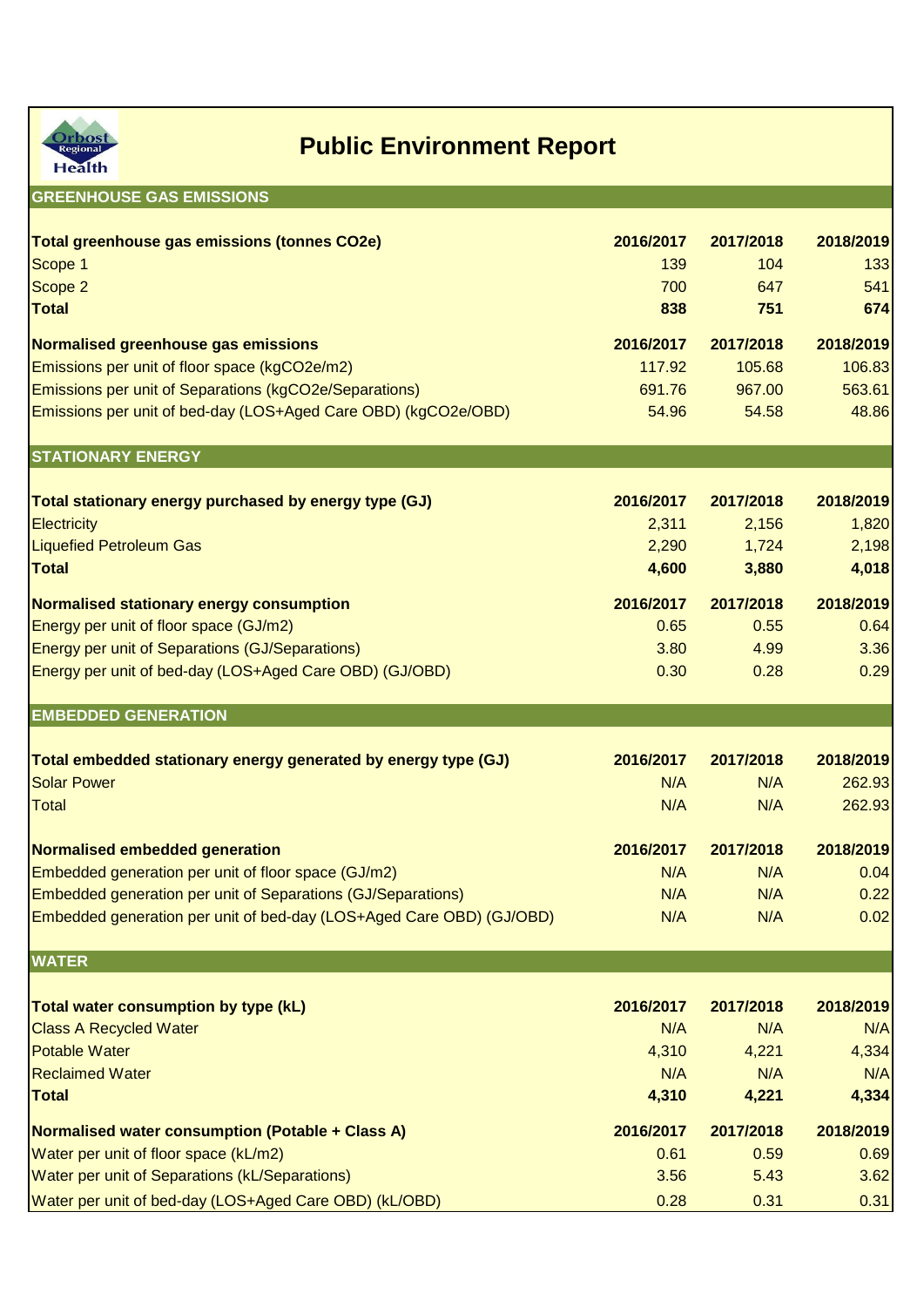# Public Environment Report

## GREENHOUSE GAS EMISSIONS

| Total greenhouse gas emissions (tonnes $CO_2e$) | 2016/2017 | 2017/2018 | 2018/2019 |
|---|---|---|---|
| Scope 1 | 139 | 104 | 133 |
| Scope 2 | 700 | 647 | 541 |
| **Total** | **838** | **751** | **674** |

| Normalised greenhouse gas emissions | 2016/2017 | 2017/2018 | 2018/2019 |
|---|---|---|---|
| Emissions per unit of floor space ($kgCO_2e/m^2$) | 117.92 | 105.68 | 106.83 |
| Emissions per unit of Separations ($kgCO_2e$/Separations) | 691.76 | 967.00 | 563.61 |
| Emissions per unit of bed-day (LOS+Aged Care OBD) ($kgCO_2e$/OBD) | 54.96 | 54.58 | 48.86 |

## STATIONARY ENERGY

| Total stationary energy purchased by energy type (GJ) | 2016/2017 | 2017/2018 | 2018/2019 |
|---|---|---|---|
| Electricity | 2,311 | 2,156 | 1,820 |
| Liquefied Petroleum Gas | 2,290 | 1,724 | 2,198 |
| **Total** | **4,600** | **3,880** | **4,018** |

| Normalised stationary energy consumption | 2016/2017 | 2017/2018 | 2018/2019 |
|---|---|---|---|
| Energy per unit of floor space ($GJ/m^2$) | 0.65 | 0.55 | 0.64 |
| Energy per unit of Separations (GJ/Separations) | 3.80 | 4.99 | 3.36 |
| Energy per unit of bed-day (LOS+Aged Care OBD) (GJ/OBD) | 0.30 | 0.28 | 0.29 |

## EMBEDDED GENERATION

| Total embedded stationary energy generated by energy type (GJ) | 2016/2017 | 2017/2018 | 2018/2019 |
|---|---|---|---|
| Solar Power | N/A | N/A | 262.93 |
| Total | N/A | N/A | 262.93 |

| Normalised embedded generation | 2016/2017 | 2017/2018 | 2018/2019 |
|---|---|---|---|
| Embedded generation per unit of floor space ($GJ/m^2$) | N/A | N/A | 0.04 |
| Embedded generation per unit of Separations (GJ/Separations) | N/A | N/A | 0.22 |
| Embedded generation per unit of bed-day (LOS+Aged Care OBD) (GJ/OBD) | N/A | N/A | 0.02 |

## WATER

| Total water consumption by type (kL) | 2016/2017 | 2017/2018 | 2018/2019 |
|---|---|---|---|
| Class A Recycled Water | N/A | N/A | N/A |
| Potable Water | 4,310 | 4,221 | 4,334 |
| Reclaimed Water | N/A | N/A | N/A |
| **Total** | **4,310** | **4,221** | **4,334** |

| Normalised water consumption (Potable + Class A) | 2016/2017 | 2017/2018 | 2018/2019 |
|---|---|---|---|
| Water per unit of floor space ($kL/m^2$) | 0.61 | 0.59 | 0.69 |
| Water per unit of Separations (kL/Separations) | 3.56 | 5.43 | 3.62 |
| Water per unit of bed-day (LOS+Aged Care OBD) (kL/OBD) | 0.28 | 0.31 | 0.31 |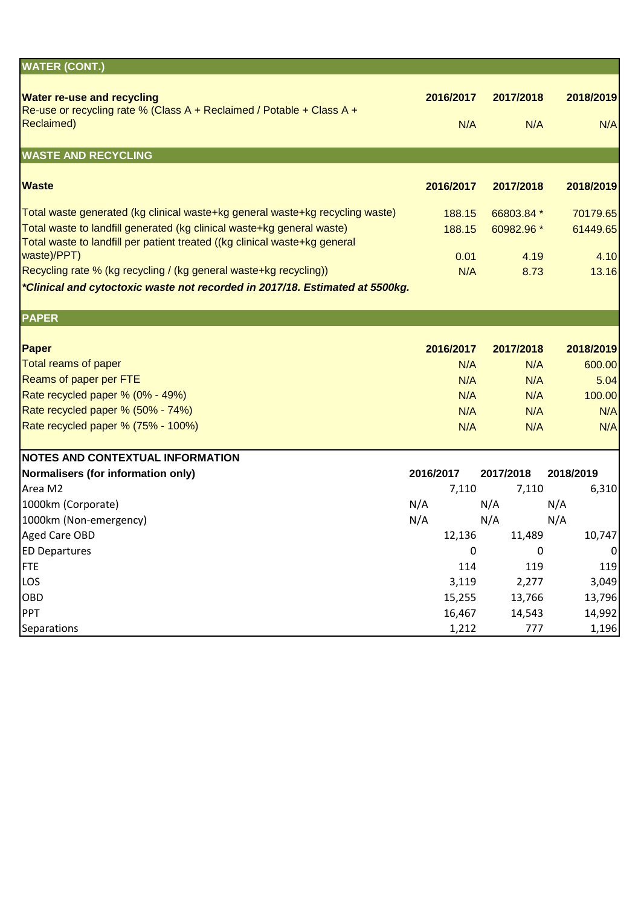## WATER (CONT.)

| Water re-use and recycling | 2016/2017 | 2017/2018 | 2018/2019 |
| --- | --- | --- | --- |
| Re-use or recycling rate % (Class A + Reclaimed / Potable + Class A + Reclaimed) | N/A | N/A | N/A |

## WASTE AND RECYCLING

| Waste | 2016/2017 | 2017/2018 | 2018/2019 |
| --- | --- | --- | --- |
| Total waste generated (kg clinical waste+kg general waste+kg recycling waste) | 188.15 | 66803.84 * | 70179.65 |
| Total waste to landfill generated (kg clinical waste+kg general waste) | 188.15 | 60982.96 * | 61449.65 |
| Total waste to landfill per patient treated ((kg clinical waste+kg general waste)/PPT) | 0.01 | 4.19 | 4.10 |
| Recycling rate % (kg recycling / (kg general waste+kg recycling)) | N/A | 8.73 | 13.16 |

***Clinical and cytoctoxic waste not recorded in 2017/18. Estimated at 5500kg.***

## PAPER

| Paper | 2016/2017 | 2017/2018 | 2018/2019 |
| --- | --- | --- | --- |
| Total reams of paper | N/A | N/A | 600.00 |
| Reams of paper per FTE | N/A | N/A | 5.04 |
| Rate recycled paper % (0% - 49%) | N/A | N/A | 100.00 |
| Rate recycled paper % (50% - 74%) | N/A | N/A | N/A |
| Rate recycled paper % (75% - 100%) | N/A | N/A | N/A |

## NOTES AND CONTEXTUAL INFORMATION

| Normalisers (for information only) | 2016/2017 | 2017/2018 | 2018/2019 |
| --- | --- | --- | --- |
| Area M2 | 7,110 | 7,110 | 6,310 |
| 1000km (Corporate) | N/A | N/A | N/A |
| 1000km (Non-emergency) | N/A | N/A | N/A |
| Aged Care OBD | 12,136 | 11,489 | 10,747 |
| ED Departures | 0 | 0 | 0 |
| FTE | 114 | 119 | 119 |
| LOS | 3,119 | 2,277 | 3,049 |
| OBD | 15,255 | 13,766 | 13,796 |
| PPT | 16,467 | 14,543 | 14,992 |
| Separations | 1,212 | 777 | 1,196 |